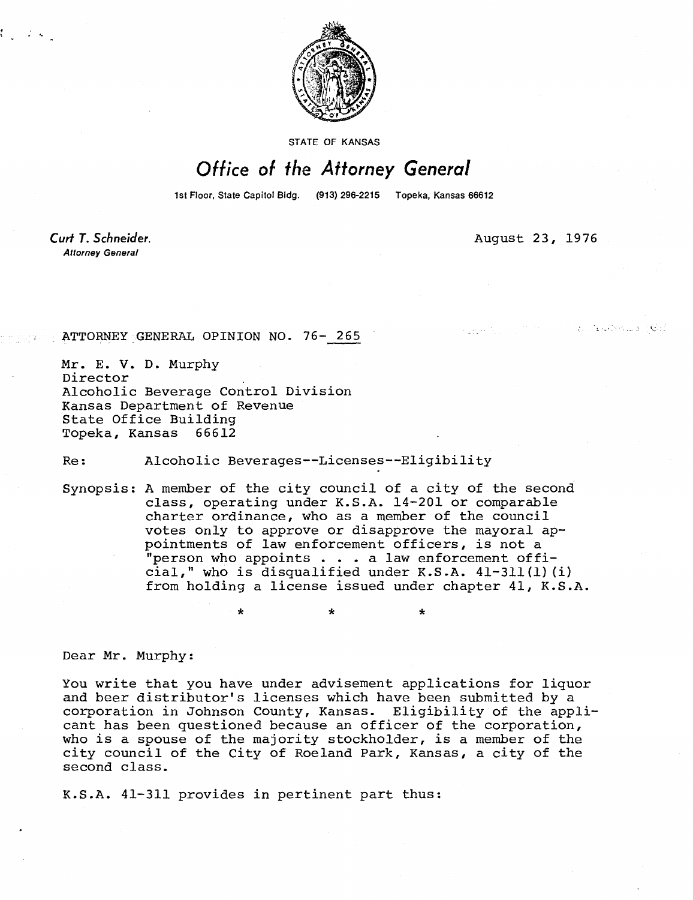STATE OF KANSAS

# Office of the Attorney General

1st Floor, State Capitol Bldg. (913) 296-2215 Topeka, Kansas 66612

*Curt T. Schneider*
*Attorney General*

August 23, 1976

ATTORNEY GENERAL OPINION NO. 76- 265

Mr. E. V. D. Murphy
Director
Alcoholic Beverage Control Division
Kansas Department of Revenue
State Office Building
Topeka, Kansas 66612

Re: Alcoholic Beverages--Licenses--Eligibility

Synopsis: A member of the city council of a city of the second class, operating under K.S.A. 14-201 or comparable charter ordinance, who as a member of the council votes only to approve or disapprove the mayoral appointments of law enforcement officers, is not a "person who appoints . . . a law enforcement official," who is disqualified under K.S.A. 41-311(l)(i) from holding a license issued under chapter 41, K.S.A.

\* \* \*

Dear Mr. Murphy:

You write that you have under advisement applications for liquor and beer distributor's licenses which have been submitted by a corporation in Johnson County, Kansas. Eligibility of the applicant has been questioned because an officer of the corporation, who is a spouse of the majority stockholder, is a member of the city council of the City of Roeland Park, Kansas, a city of the second class.

K.S.A. 41-311 provides in pertinent part thus: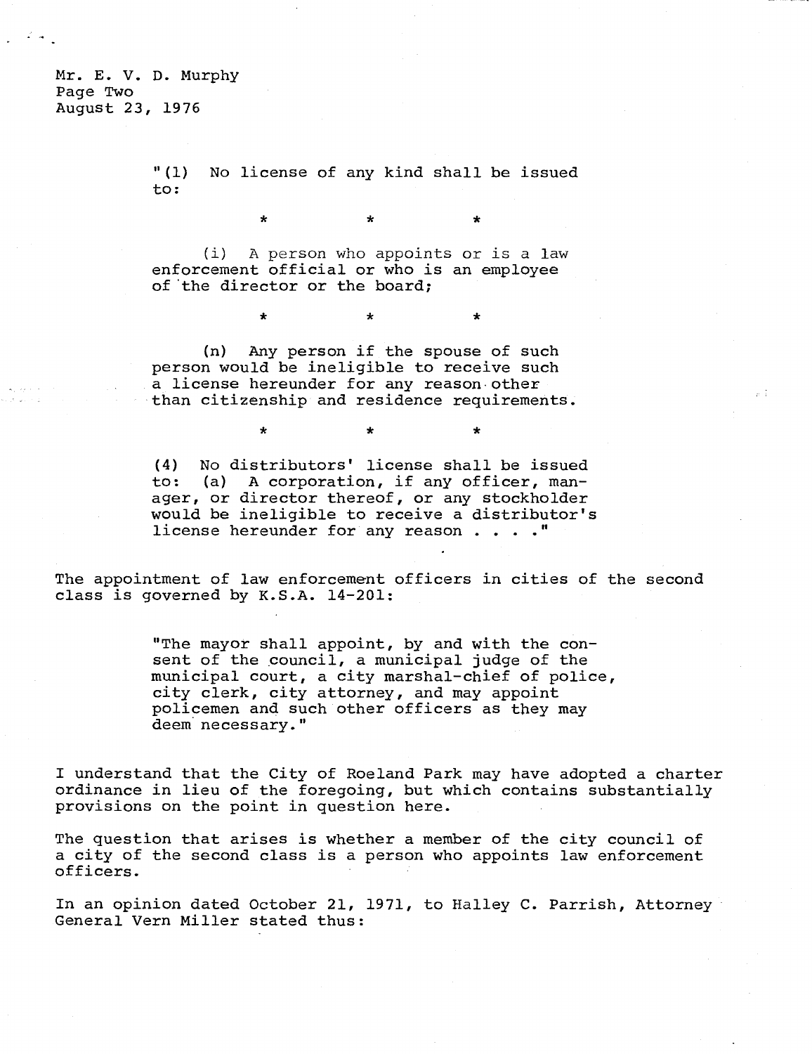Mr. E. V. D. Murphy
Page Two
August 23, 1976

> "(1) No license of any kind shall be issued to:
>
> \*　　\*　　\*
>
> (i) A person who appoints or is a law enforcement official or who is an employee of the director or the board;
>
> \*　　\*　　\*
>
> (n) Any person if the spouse of such person would be ineligible to receive such a license hereunder for any reason other than citizenship and residence requirements.
>
> \*　　\*　　\*
>
> (4) No distributors' license shall be issued to: (a) A corporation, if any officer, manager, or director thereof, or any stockholder would be ineligible to receive a distributor's license hereunder for any reason . . . ."

The appointment of law enforcement officers in cities of the second class is governed by K.S.A. 14-201:

> "The mayor shall appoint, by and with the consent of the council, a municipal judge of the municipal court, a city marshal-chief of police, city clerk, city attorney, and may appoint policemen and such other officers as they may deem necessary."

I understand that the City of Roeland Park may have adopted a charter ordinance in lieu of the foregoing, but which contains substantially provisions on the point in question here.

The question that arises is whether a member of the city council of a city of the second class is a person who appoints law enforcement officers.

In an opinion dated October 21, 1971, to Halley C. Parrish, Attorney General Vern Miller stated thus: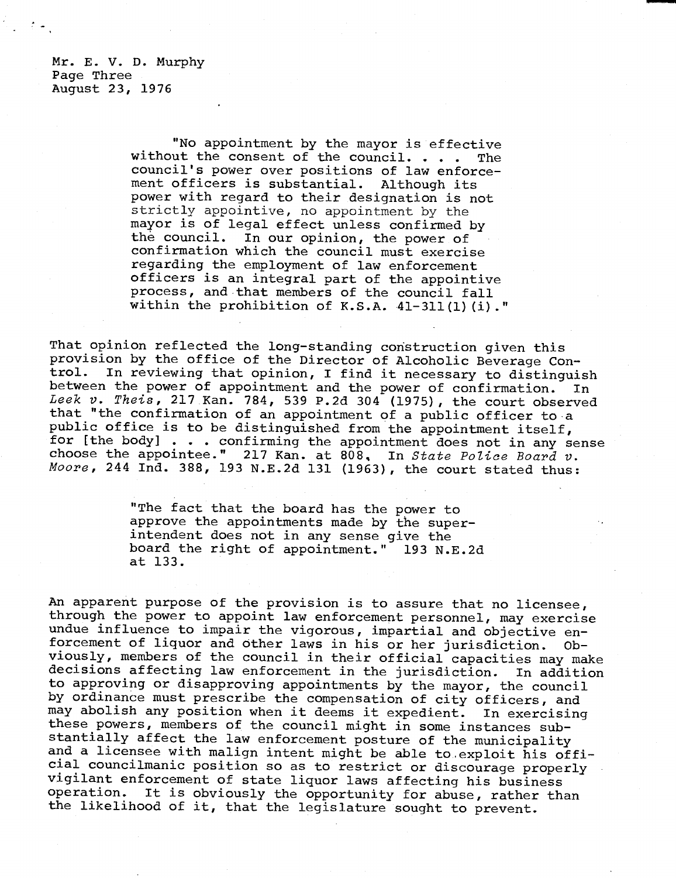Mr. E. V. D. Murphy
Page Three
August 23, 1976

> "No appointment by the mayor is effective without the consent of the council. . . . The council's power over positions of law enforcement officers is substantial. Although its power with regard to their designation is not strictly appointive, no appointment by the mayor is of legal effect unless confirmed by the council. In our opinion, the power of confirmation which the council must exercise regarding the employment of law enforcement officers is an integral part of the appointive process, and that members of the council fall within the prohibition of K.S.A. 41-311(l)(i)."

That opinion reflected the long-standing construction given this provision by the office of the Director of Alcoholic Beverage Control. In reviewing that opinion, I find it necessary to distinguish between the power of appointment and the power of confirmation. In *Leek v. Theis*, 217 Kan. 784, 539 P.2d 304 (1975), the court observed that "the confirmation of an appointment of a public officer to a public office is to be distinguished from the appointment itself, for [the body] . . . confirming the appointment does not in any sense choose the appointee." 217 Kan. at 808. In *State Police Board v. Moore*, 244 Ind. 388, 193 N.E.2d 131 (1963), the court stated thus:

> "The fact that the board has the power to approve the appointments made by the superintendent does not in any sense give the board the right of appointment." 193 N.E.2d at 133.

An apparent purpose of the provision is to assure that no licensee, through the power to appoint law enforcement personnel, may exercise undue influence to impair the vigorous, impartial and objective enforcement of liquor and other laws in his or her jurisdiction. Obviously, members of the council in their official capacities may make decisions affecting law enforcement in the jurisdiction. In addition to approving or disapproving appointments by the mayor, the council by ordinance must prescribe the compensation of city officers, and may abolish any position when it deems it expedient. In exercising these powers, members of the council might in some instances substantially affect the law enforcement posture of the municipality and a licensee with malign intent might be able to exploit his official councilmanic position so as to restrict or discourage properly vigilant enforcement of state liquor laws affecting his business operation. It is obviously the opportunity for abuse, rather than the likelihood of it, that the legislature sought to prevent.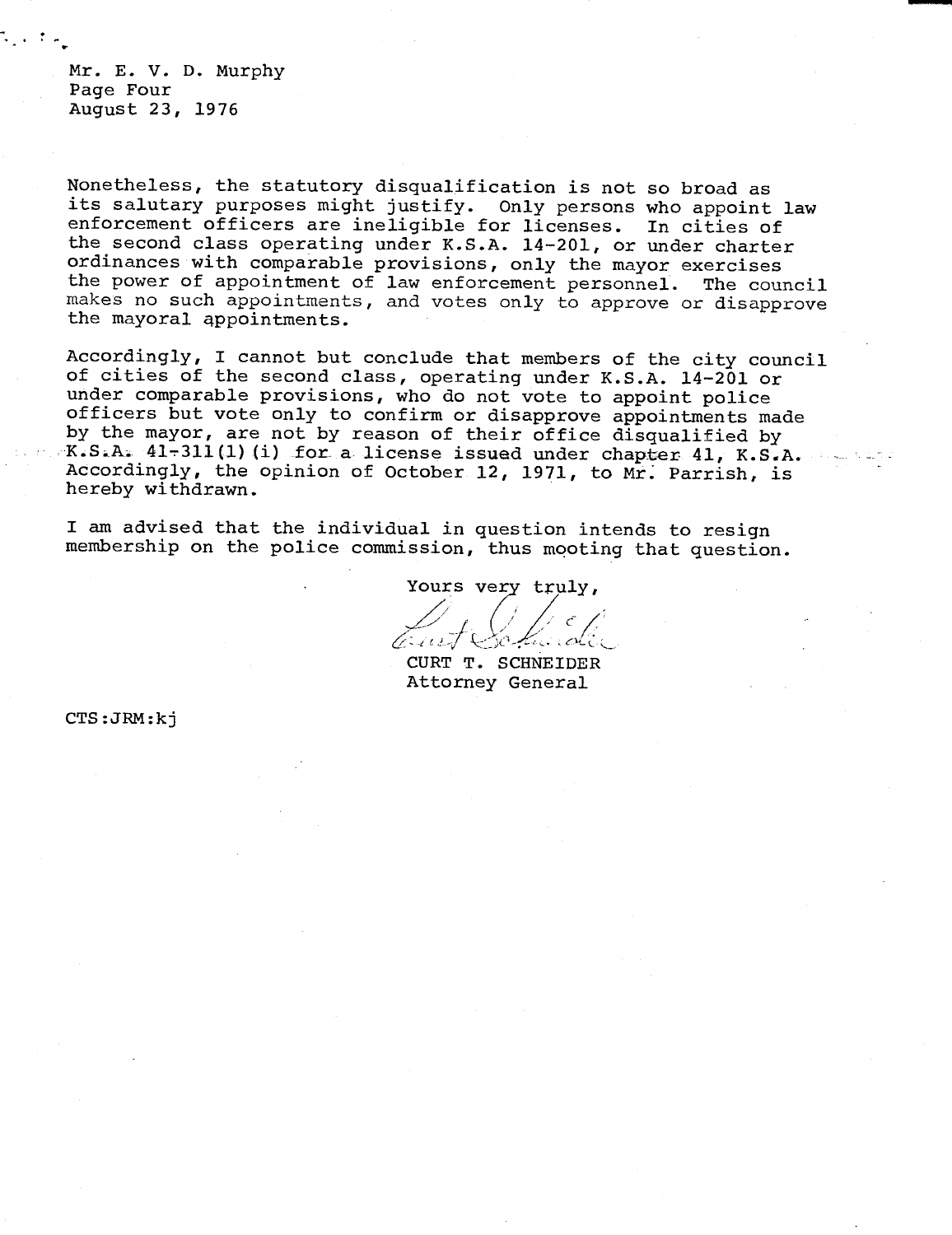Mr. E. V. D. Murphy
Page Four
August 23, 1976

Nonetheless, the statutory disqualification is not so broad as its salutary purposes might justify. Only persons who appoint law enforcement officers are ineligible for licenses. In cities of the second class operating under K.S.A. 14-201, or under charter ordinances with comparable provisions, only the mayor exercises the power of appointment of law enforcement personnel. The council makes no such appointments, and votes only to approve or disapprove the mayoral appointments.

Accordingly, I cannot but conclude that members of the city council of cities of the second class, operating under K.S.A. 14-201 or under comparable provisions, who do not vote to appoint police officers but vote only to confirm or disapprove appointments made by the mayor, are not by reason of their office disqualified by K.S.A. 41-311(1)(i) for a license issued under chapter 41, K.S.A. Accordingly, the opinion of October 12, 1971, to Mr. Parrish, is hereby withdrawn.

I am advised that the individual in question intends to resign membership on the police commission, thus mooting that question.

Yours very truly,

CURT T. SCHNEIDER
Attorney General

CTS:JRM:kj